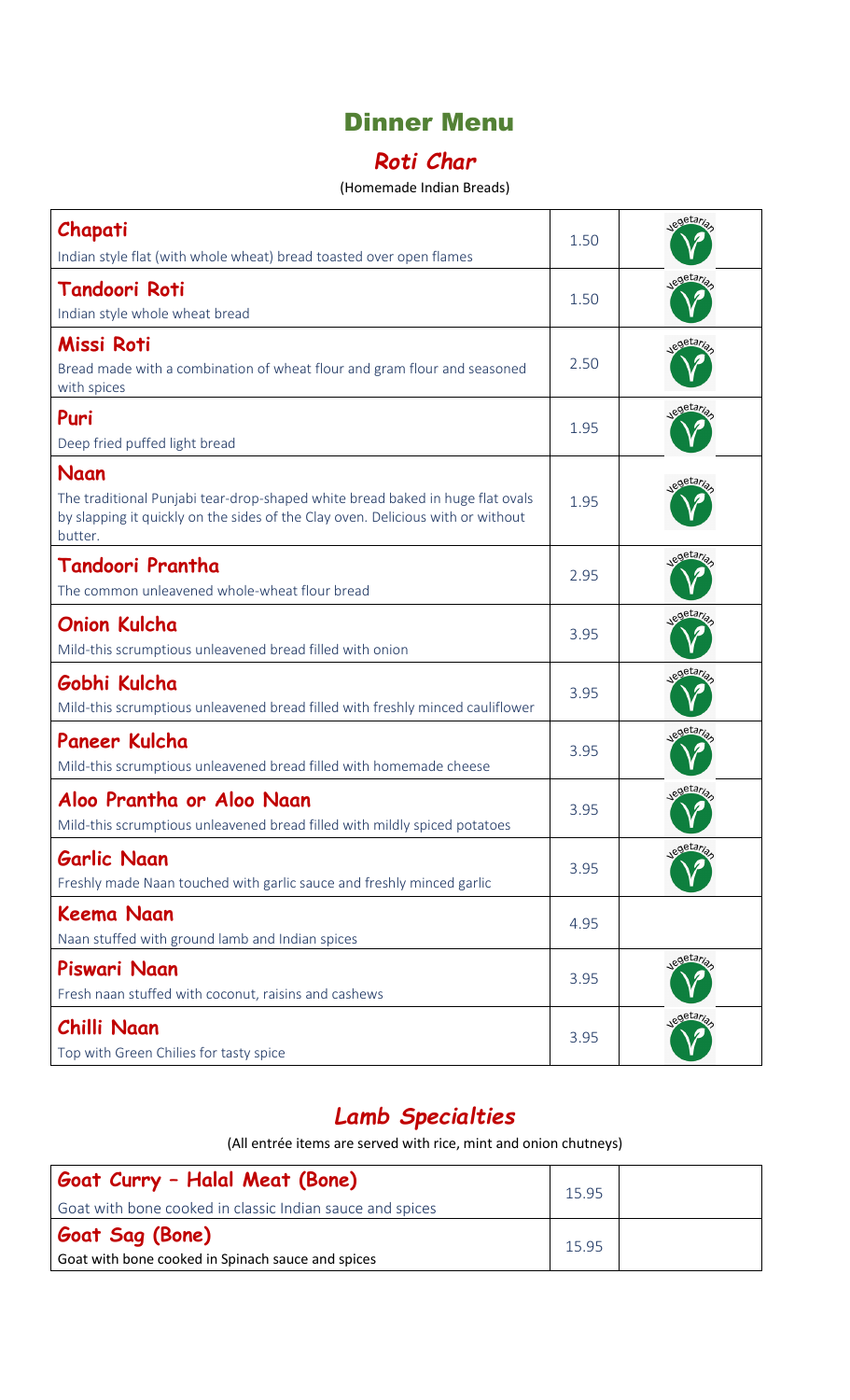# Dinner Menu

## *Roti Char*

(Homemade Indian Breads)

| Item | Price | |
|---|---|---|
| **Chapati**<br>Indian style flat (with whole wheat) bread toasted over open flames | 1.50 | Vegetarian |
| **Tandoori Roti**<br>Indian style whole wheat bread | 1.50 | Vegetarian |
| **Missi Roti**<br>Bread made with a combination of wheat flour and gram flour and seasoned with spices | 2.50 | Vegetarian |
| **Puri**<br>Deep fried puffed light bread | 1.95 | Vegetarian |
| **Naan**<br>The traditional Punjabi tear-drop-shaped white bread baked in huge flat ovals by slapping it quickly on the sides of the Clay oven. Delicious with or without butter. | 1.95 | Vegetarian |
| **Tandoori Prantha**<br>The common unleavened whole-wheat flour bread | 2.95 | Vegetarian |
| **Onion Kulcha**<br>Mild-this scrumptious unleavened bread filled with onion | 3.95 | Vegetarian |
| **Gobhi Kulcha**<br>Mild-this scrumptious unleavened bread filled with freshly minced cauliflower | 3.95 | Vegetarian |
| **Paneer Kulcha**<br>Mild-this scrumptious unleavened bread filled with homemade cheese | 3.95 | Vegetarian |
| **Aloo Prantha or Aloo Naan**<br>Mild-this scrumptious unleavened bread filled with mildly spiced potatoes | 3.95 | Vegetarian |
| **Garlic Naan**<br>Freshly made Naan touched with garlic sauce and freshly minced garlic | 3.95 | Vegetarian |
| **Keema Naan**<br>Naan stuffed with ground lamb and Indian spices | 4.95 | |
| **Piswari Naan**<br>Fresh naan stuffed with coconut, raisins and cashews | 3.95 | Vegetarian |
| **Chilli Naan**<br>Top with Green Chilies for tasty spice | 3.95 | Vegetarian |

## *Lamb Specialties*

(All entrée items are served with rice, mint and onion chutneys)

| Item | Price | |
|---|---|---|
| **Goat Curry – Halal Meat (Bone)**<br>Goat with bone cooked in classic Indian sauce and spices | 15.95 | |
| **Goat Sag (Bone)**<br>Goat with bone cooked in Spinach sauce and spices | 15.95 | |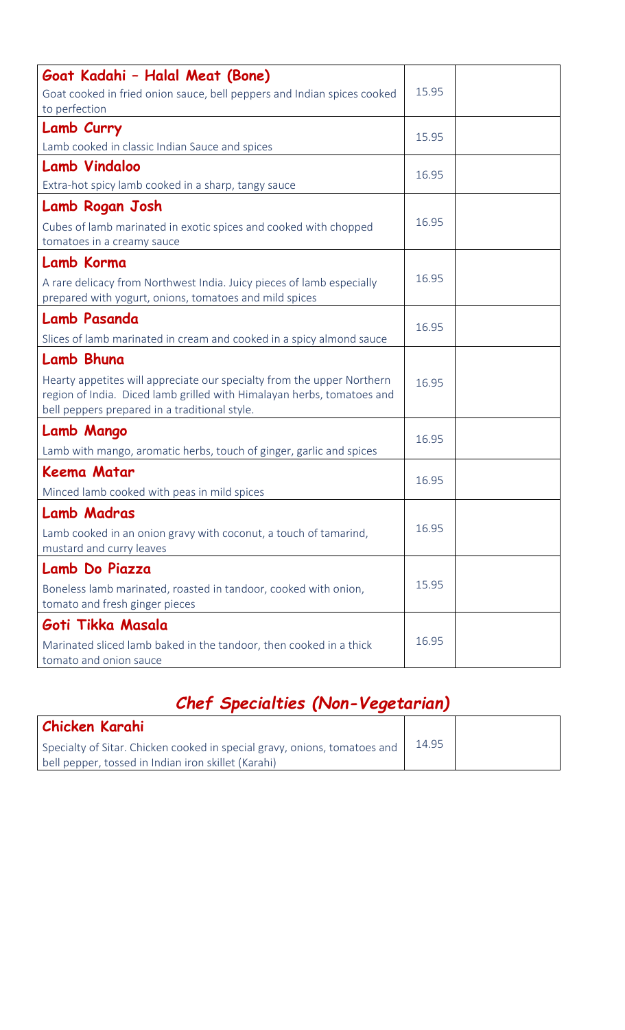| Item | Price | |
|---|---|---|
| **Goat Kadahi – Halal Meat (Bone)**<br>Goat cooked in fried onion sauce, bell peppers and Indian spices cooked to perfection | 15.95 | |
| **Lamb Curry**<br>Lamb cooked in classic Indian Sauce and spices | 15.95 | |
| **Lamb Vindaloo**<br>Extra-hot spicy lamb cooked in a sharp, tangy sauce | 16.95 | |
| **Lamb Rogan Josh**<br>Cubes of lamb marinated in exotic spices and cooked with chopped tomatoes in a creamy sauce | 16.95 | |
| **Lamb Korma**<br>A rare delicacy from Northwest India. Juicy pieces of lamb especially prepared with yogurt, onions, tomatoes and mild spices | 16.95 | |
| **Lamb Pasanda**<br>Slices of lamb marinated in cream and cooked in a spicy almond sauce | 16.95 | |
| **Lamb Bhuna**<br>Hearty appetites will appreciate our specialty from the upper Northern region of India. Diced lamb grilled with Himalayan herbs, tomatoes and bell peppers prepared in a traditional style. | 16.95 | |
| **Lamb Mango**<br>Lamb with mango, aromatic herbs, touch of ginger, garlic and spices | 16.95 | |
| **Keema Matar**<br>Minced lamb cooked with peas in mild spices | 16.95 | |
| **Lamb Madras**<br>Lamb cooked in an onion gravy with coconut, a touch of tamarind, mustard and curry leaves | 16.95 | |
| **Lamb Do Piazza**<br>Boneless lamb marinated, roasted in tandoor, cooked with onion, tomato and fresh ginger pieces | 15.95 | |
| **Goti Tikka Masala**<br>Marinated sliced lamb baked in the tandoor, then cooked in a thick tomato and onion sauce | 16.95 | |

## *Chef Specialties (Non-Vegetarian)*

| Item | Price | |
|---|---|---|
| **Chicken Karahi**<br>Specialty of Sitar. Chicken cooked in special gravy, onions, tomatoes and bell pepper, tossed in Indian iron skillet (Karahi) | 14.95 | |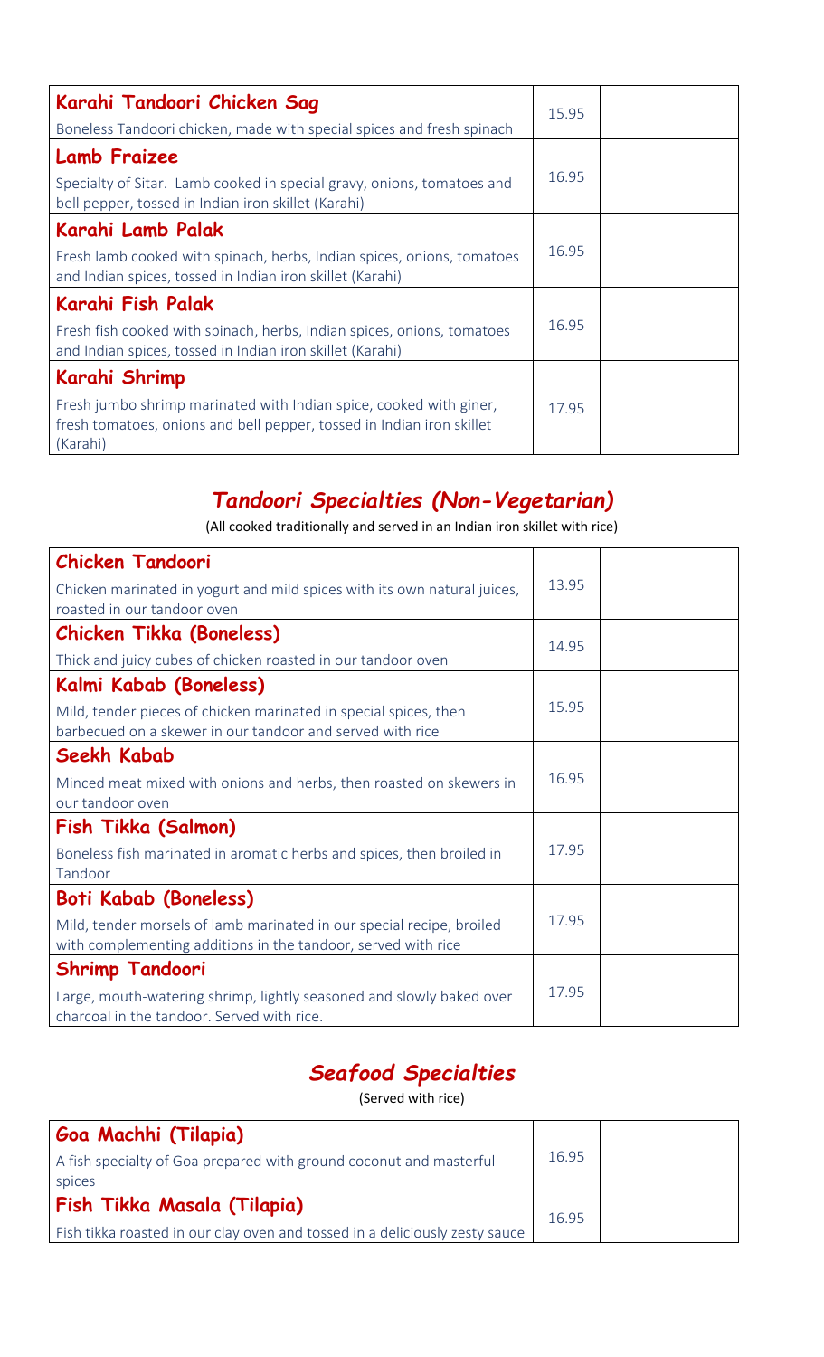| | | |
|---|---|---|
| **Karahi Tandoori Chicken Sag**<br>Boneless Tandoori chicken, made with special spices and fresh spinach | 15.95 | |
| **Lamb Fraizee**<br>Specialty of Sitar. Lamb cooked in special gravy, onions, tomatoes and bell pepper, tossed in Indian iron skillet (Karahi) | 16.95 | |
| **Karahi Lamb Palak**<br>Fresh lamb cooked with spinach, herbs, Indian spices, onions, tomatoes and Indian spices, tossed in Indian iron skillet (Karahi) | 16.95 | |
| **Karahi Fish Palak**<br>Fresh fish cooked with spinach, herbs, Indian spices, onions, tomatoes and Indian spices, tossed in Indian iron skillet (Karahi) | 16.95 | |
| **Karahi Shrimp**<br>Fresh jumbo shrimp marinated with Indian spice, cooked with giner, fresh tomatoes, onions and bell pepper, tossed in Indian iron skillet (Karahi) | 17.95 | |

## *Tandoori Specialties (Non-Vegetarian)*

(All cooked traditionally and served in an Indian iron skillet with rice)

| | | |
|---|---|---|
| **Chicken Tandoori**<br>Chicken marinated in yogurt and mild spices with its own natural juices, roasted in our tandoor oven | 13.95 | |
| **Chicken Tikka (Boneless)**<br>Thick and juicy cubes of chicken roasted in our tandoor oven | 14.95 | |
| **Kalmi Kabab (Boneless)**<br>Mild, tender pieces of chicken marinated in special spices, then barbecued on a skewer in our tandoor and served with rice | 15.95 | |
| **Seekh Kabab**<br>Minced meat mixed with onions and herbs, then roasted on skewers in our tandoor oven | 16.95 | |
| **Fish Tikka (Salmon)**<br>Boneless fish marinated in aromatic herbs and spices, then broiled in Tandoor | 17.95 | |
| **Boti Kabab (Boneless)**<br>Mild, tender morsels of lamb marinated in our special recipe, broiled with complementing additions in the tandoor, served with rice | 17.95 | |
| **Shrimp Tandoori**<br>Large, mouth-watering shrimp, lightly seasoned and slowly baked over charcoal in the tandoor. Served with rice. | 17.95 | |

## *Seafood Specialties*

(Served with rice)

| | | |
|---|---|---|
| **Goa Machhi (Tilapia)**<br>A fish specialty of Goa prepared with ground coconut and masterful spices | 16.95 | |
| **Fish Tikka Masala (Tilapia)**<br>Fish tikka roasted in our clay oven and tossed in a deliciously zesty sauce | 16.95 | |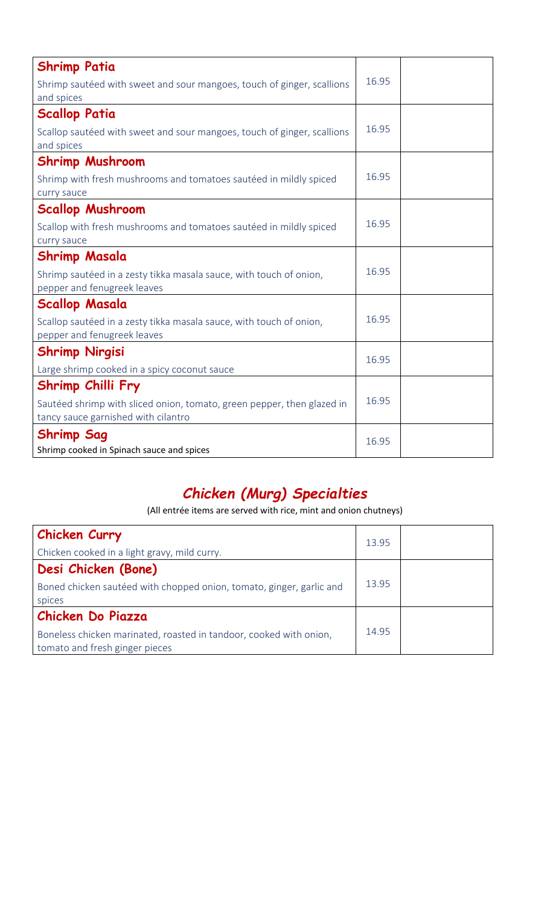| | | |
|---|---|---|
| **Shrimp Patia**<br>Shrimp sautéed with sweet and sour mangoes, touch of ginger, scallions and spices | 16.95 | |
| **Scallop Patia**<br>Scallop sautéed with sweet and sour mangoes, touch of ginger, scallions and spices | 16.95 | |
| **Shrimp Mushroom**<br>Shrimp with fresh mushrooms and tomatoes sautéed in mildly spiced curry sauce | 16.95 | |
| **Scallop Mushroom**<br>Scallop with fresh mushrooms and tomatoes sautéed in mildly spiced curry sauce | 16.95 | |
| **Shrimp Masala**<br>Shrimp sautéed in a zesty tikka masala sauce, with touch of onion, pepper and fenugreek leaves | 16.95 | |
| **Scallop Masala**<br>Scallop sautéed in a zesty tikka masala sauce, with touch of onion, pepper and fenugreek leaves | 16.95 | |
| **Shrimp Nirgisi**<br>Large shrimp cooked in a spicy coconut sauce | 16.95 | |
| **Shrimp Chilli Fry**<br>Sautéed shrimp with sliced onion, tomato, green pepper, then glazed in tancy sauce garnished with cilantro | 16.95 | |
| **Shrimp Sag**<br>Shrimp cooked in Spinach sauce and spices | 16.95 | |

## *Chicken (Murg) Specialties*

(All entrée items are served with rice, mint and onion chutneys)

| | | |
|---|---|---|
| **Chicken Curry**<br>Chicken cooked in a light gravy, mild curry. | 13.95 | |
| **Desi Chicken (Bone)**<br>Boned chicken sautéed with chopped onion, tomato, ginger, garlic and spices | 13.95 | |
| **Chicken Do Piazza**<br>Boneless chicken marinated, roasted in tandoor, cooked with onion, tomato and fresh ginger pieces | 14.95 | |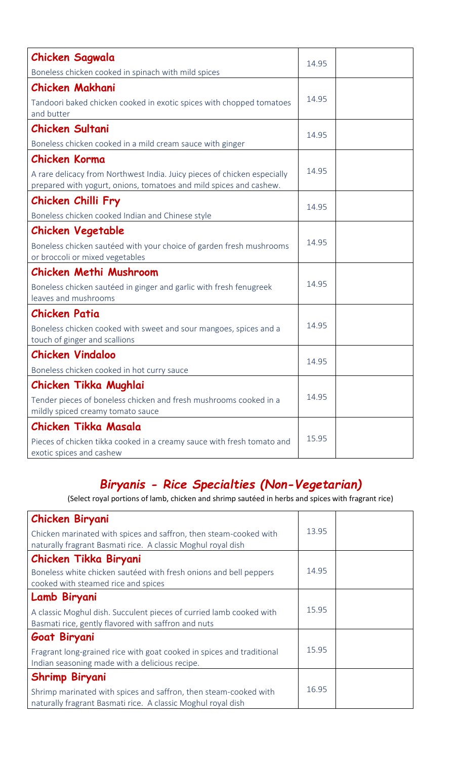| Item | Price | |
|---|---|---|
| **Chicken Sagwala**<br>Boneless chicken cooked in spinach with mild spices | 14.95 | |
| **Chicken Makhani**<br>Tandoori baked chicken cooked in exotic spices with chopped tomatoes and butter | 14.95 | |
| **Chicken Sultani**<br>Boneless chicken cooked in a mild cream sauce with ginger | 14.95 | |
| **Chicken Korma**<br>A rare delicacy from Northwest India. Juicy pieces of chicken especially prepared with yogurt, onions, tomatoes and mild spices and cashew. | 14.95 | |
| **Chicken Chilli Fry**<br>Boneless chicken cooked Indian and Chinese style | 14.95 | |
| **Chicken Vegetable**<br>Boneless chicken sautéed with your choice of garden fresh mushrooms or broccoli or mixed vegetables | 14.95 | |
| **Chicken Methi Mushroom**<br>Boneless chicken sautéed in ginger and garlic with fresh fenugreek leaves and mushrooms | 14.95 | |
| **Chicken Patia**<br>Boneless chicken cooked with sweet and sour mangoes, spices and a touch of ginger and scallions | 14.95 | |
| **Chicken Vindaloo**<br>Boneless chicken cooked in hot curry sauce | 14.95 | |
| **Chicken Tikka Mughlai**<br>Tender pieces of boneless chicken and fresh mushrooms cooked in a mildly spiced creamy tomato sauce | 14.95 | |
| **Chicken Tikka Masala**<br>Pieces of chicken tikka cooked in a creamy sauce with fresh tomato and exotic spices and cashew | 15.95 | |

## *Biryanis - Rice Specialties (Non-Vegetarian)*

(Select royal portions of lamb, chicken and shrimp sautéed in herbs and spices with fragrant rice)

| Item | Price | |
|---|---|---|
| **Chicken Biryani**<br>Chicken marinated with spices and saffron, then steam-cooked with naturally fragrant Basmati rice. A classic Moghul royal dish | 13.95 | |
| **Chicken Tikka Biryani**<br>Boneless white chicken sautéed with fresh onions and bell peppers cooked with steamed rice and spices | 14.95 | |
| **Lamb Biryani**<br>A classic Moghul dish. Succulent pieces of curried lamb cooked with Basmati rice, gently flavored with saffron and nuts | 15.95 | |
| **Goat Biryani**<br>Fragrant long-grained rice with goat cooked in spices and traditional Indian seasoning made with a delicious recipe. | 15.95 | |
| **Shrimp Biryani**<br>Shrimp marinated with spices and saffron, then steam-cooked with naturally fragrant Basmati rice. A classic Moghul royal dish | 16.95 | |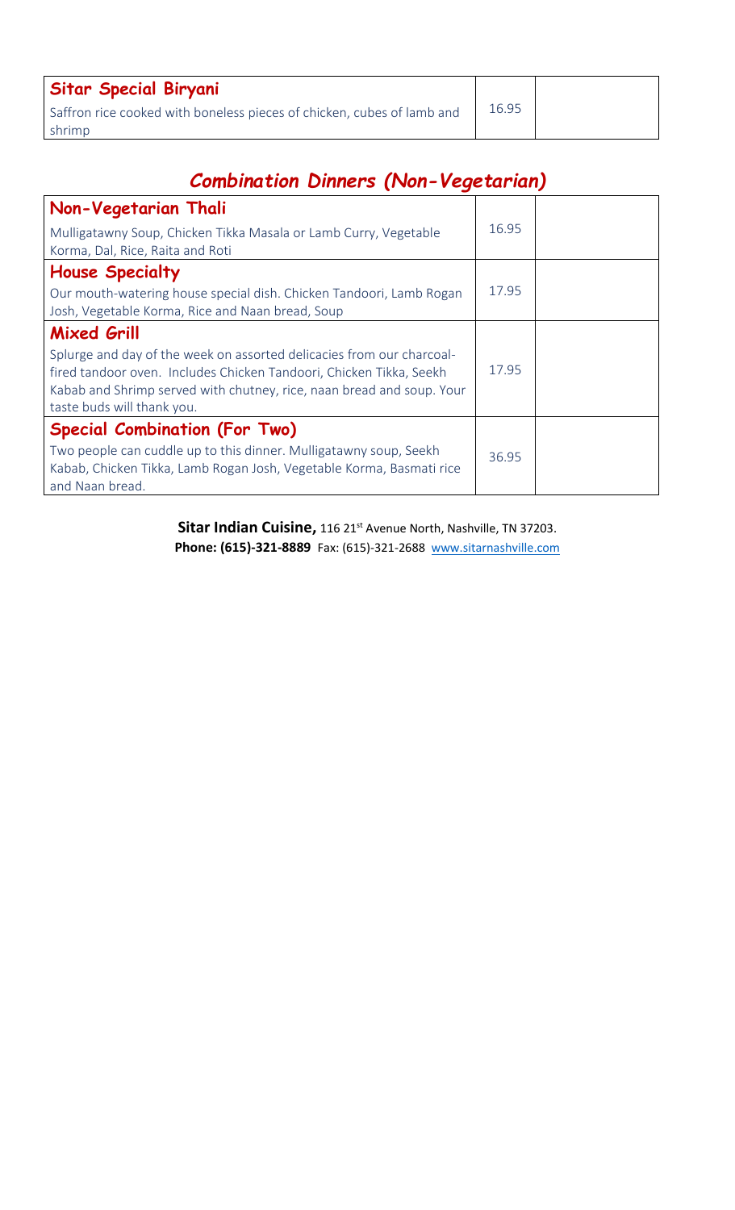| | | |
|---|---|---|
| **Sitar Special Biryani**<br>Saffron rice cooked with boneless pieces of chicken, cubes of lamb and shrimp | 16.95 | |

## *Combination Dinners (Non-Vegetarian)*

| | | |
|---|---|---|
| **Non-Vegetarian Thali**<br>Mulligatawny Soup, Chicken Tikka Masala or Lamb Curry, Vegetable Korma, Dal, Rice, Raita and Roti | 16.95 | |
| **House Specialty**<br>Our mouth-watering house special dish. Chicken Tandoori, Lamb Rogan Josh, Vegetable Korma, Rice and Naan bread, Soup | 17.95 | |
| **Mixed Grill**<br>Splurge and day of the week on assorted delicacies from our charcoal-fired tandoor oven. Includes Chicken Tandoori, Chicken Tikka, Seekh Kabab and Shrimp served with chutney, rice, naan bread and soup. Your taste buds will thank you. | 17.95 | |
| **Special Combination (For Two)**<br>Two people can cuddle up to this dinner. Mulligatawny soup, Seekh Kabab, Chicken Tikka, Lamb Rogan Josh, Vegetable Korma, Basmati rice and Naan bread. | 36.95 | |

**Sitar Indian Cuisine,** 116 21st Avenue North, Nashville, TN 37203.
**Phone: (615)-321-8889** Fax: (615)-321-2688 www.sitarnashville.com